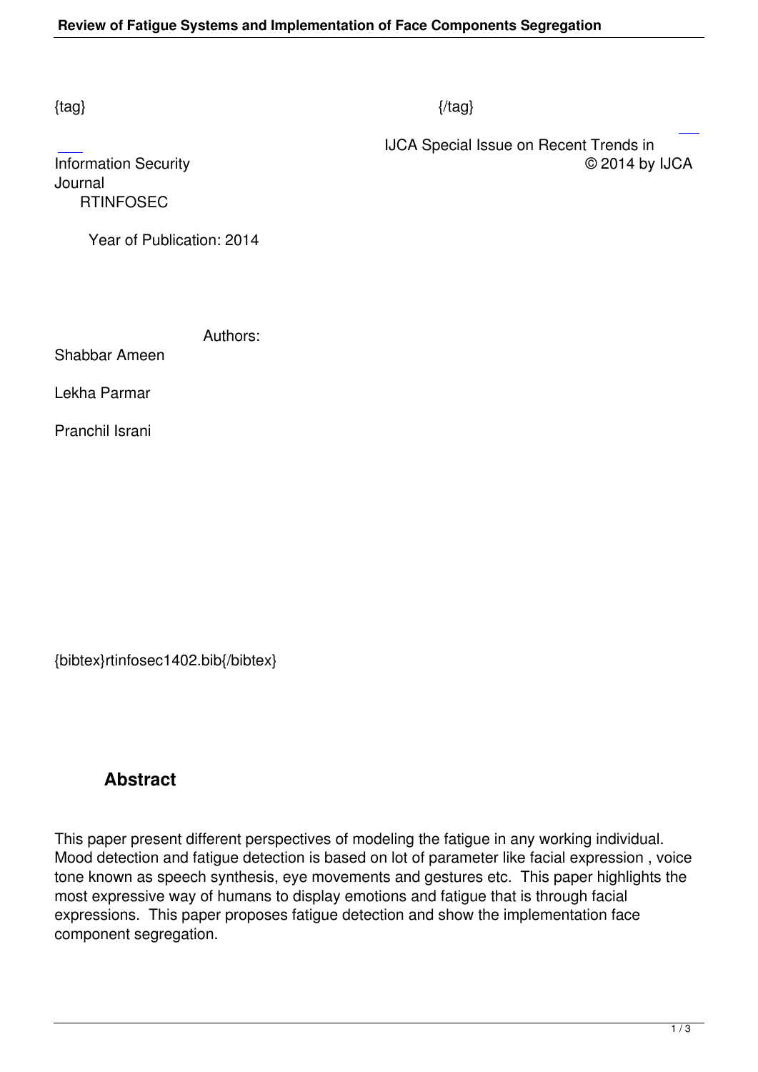{tag} {/tag}

IJCA Special Issue on Recent Trends in Information Security © 2014 by IJCA

Journal
RTINFOSEC

Year of Publication: 2014

Authors:

Shabbar Ameen

Lekha Parmar

Pranchil Israni

{bibtex}rtinfosec1402.bib{/bibtex}

## Abstract

This paper present different perspectives of modeling the fatigue in any working individual. Mood detection and fatigue detection is based on lot of parameter like facial expression , voice tone known as speech synthesis, eye movements and gestures etc. This paper highlights the most expressive way of humans to display emotions and fatigue that is through facial expressions. This paper proposes fatigue detection and show the implementation face component segregation.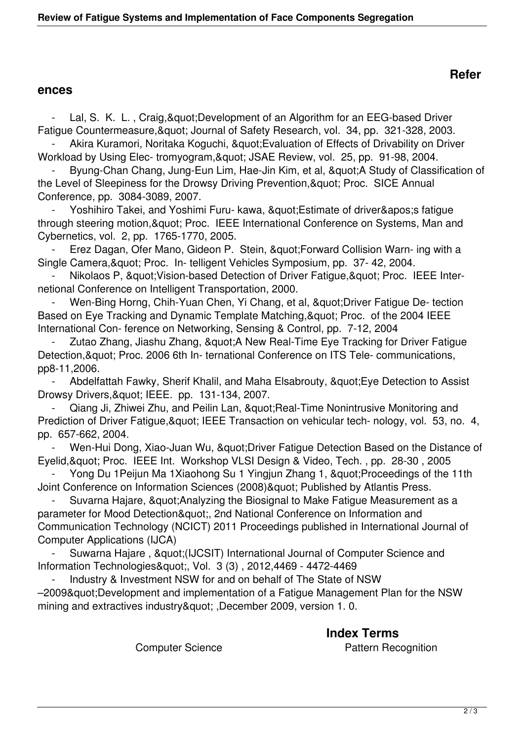## References

- Lal, S. K. L. , Craig,&quot;Development of an Algorithm for an EEG-based Driver Fatigue Countermeasure,&quot; Journal of Safety Research, vol. 34, pp. 321-328, 2003.
- Akira Kuramori, Noritaka Koguchi, &quot;Evaluation of Effects of Drivability on Driver Workload by Using Elec- tromyogram,&quot; JSAE Review, vol. 25, pp. 91-98, 2004.
- Byung-Chan Chang, Jung-Eun Lim, Hae-Jin Kim, et al, &quot;A Study of Classification of the Level of Sleepiness for the Drowsy Driving Prevention,&quot; Proc. SICE Annual Conference, pp. 3084-3089, 2007.
- Yoshihiro Takei, and Yoshimi Furu- kawa, &quot;Estimate of driver&apos;s fatigue through steering motion,&quot; Proc. IEEE International Conference on Systems, Man and Cybernetics, vol. 2, pp. 1765-1770, 2005.
- Erez Dagan, Ofer Mano, Gideon P. Stein, &quot;Forward Collision Warn- ing with a Single Camera,&quot; Proc. In- telligent Vehicles Symposium, pp. 37- 42, 2004.
- Nikolaos P, &quot;Vision-based Detection of Driver Fatigue,&quot; Proc. IEEE Inter- netional Conference on Intelligent Transportation, 2000.
- Wen-Bing Horng, Chih-Yuan Chen, Yi Chang, et al, &quot;Driver Fatigue De- tection Based on Eye Tracking and Dynamic Template Matching,&quot; Proc. of the 2004 IEEE International Con- ference on Networking, Sensing & Control, pp. 7-12, 2004
- Zutao Zhang, Jiashu Zhang, &quot;A New Real-Time Eye Tracking for Driver Fatigue Detection,&quot; Proc. 2006 6th In- ternational Conference on ITS Tele- communications, pp8-11,2006.
- Abdelfattah Fawky, Sherif Khalil, and Maha Elsabrouty, &quot;Eye Detection to Assist Drowsy Drivers,&quot; IEEE. pp. 131-134, 2007.
- Qiang Ji, Zhiwei Zhu, and Peilin Lan, &quot;Real-Time Nonintrusive Monitoring and Prediction of Driver Fatigue,&quot; IEEE Transaction on vehicular tech- nology, vol. 53, no. 4, pp. 657-662, 2004.
- Wen-Hui Dong, Xiao-Juan Wu, &quot;Driver Fatigue Detection Based on the Distance of Eyelid,&quot; Proc. IEEE Int. Workshop VLSI Design & Video, Tech. , pp. 28-30 , 2005
- Yong Du 1Peijun Ma 1Xiaohong Su 1 Yingjun Zhang 1, &quot;Proceedings of the 11th Joint Conference on Information Sciences (2008)&quot; Published by Atlantis Press.
- Suvarna Hajare, &quot;Analyzing the Biosignal to Make Fatigue Measurement as a parameter for Mood Detection&quot;, 2nd National Conference on Information and Communication Technology (NCICT) 2011 Proceedings published in International Journal of Computer Applications (IJCA)
- Suwarna Hajare , &quot;(IJCSIT) International Journal of Computer Science and Information Technologies&quot;, Vol. 3 (3) , 2012,4469 - 4472-4469
- Industry & Investment NSW for and on behalf of The State of NSW –2009&quot;Development and implementation of a Fatigue Management Plan for the NSW mining and extractives industry&quot; ,December 2009, version 1. 0.

## Index Terms

Computer Science | Pattern Recognition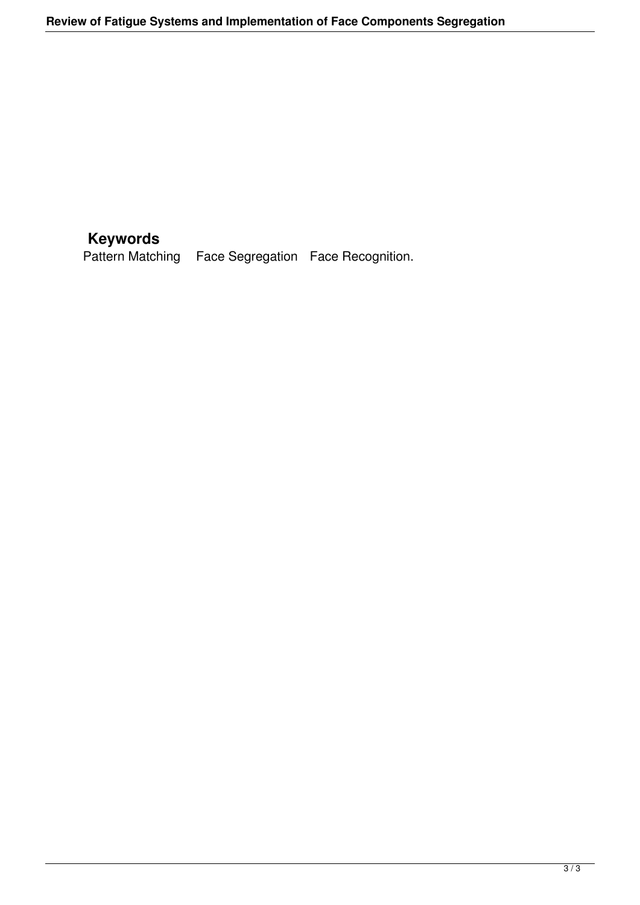## Keywords

Pattern Matching   Face Segregation   Face Recognition.